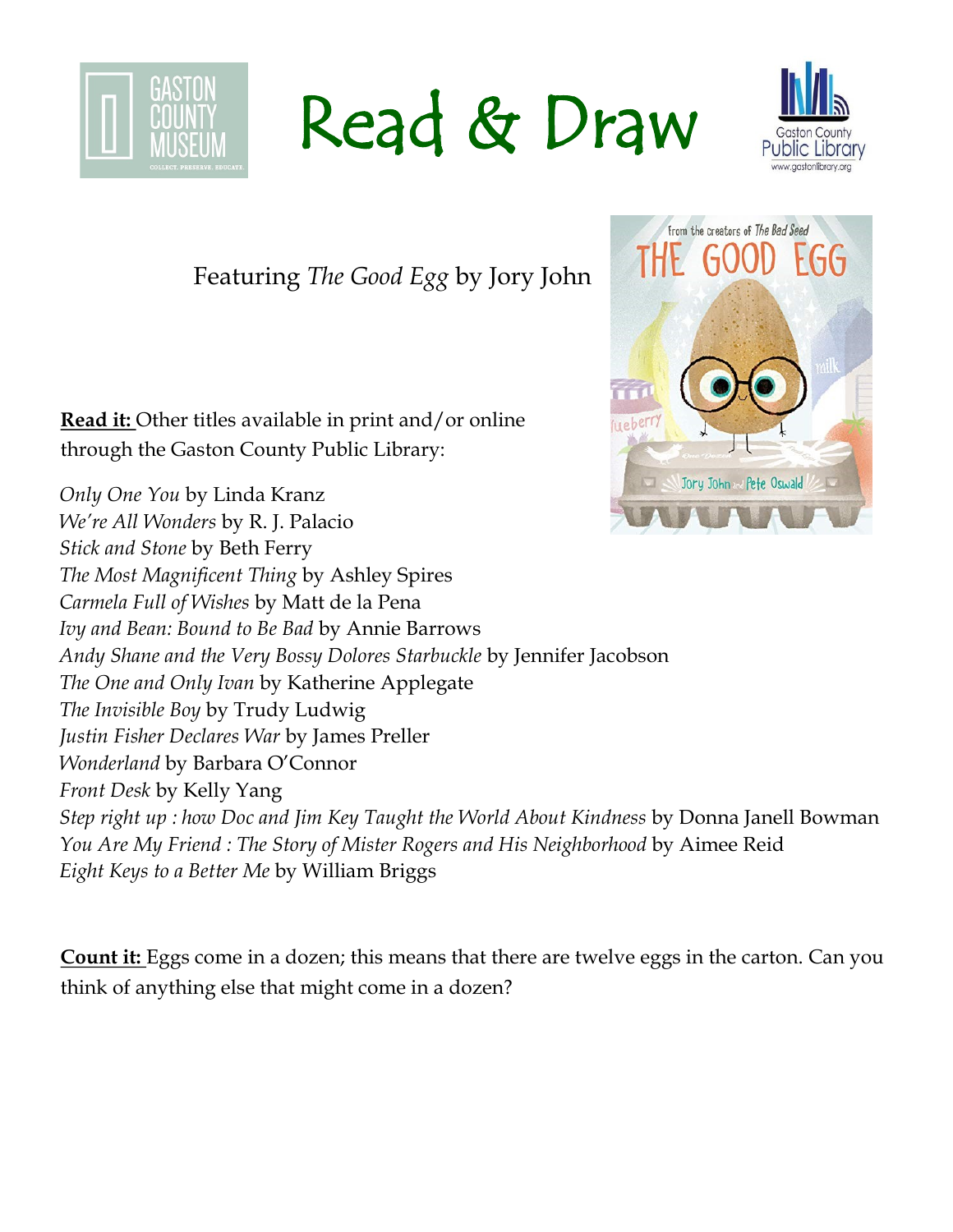# Read & Draw

Featuring *The Good Egg* by Jory John

**Read it:** Other titles available in print and/or online through the Gaston County Public Library:

*Only One You* by Linda Kranz
*We're All Wonders* by R. J. Palacio
*Stick and Stone* by Beth Ferry
*The Most Magnificent Thing* by Ashley Spires
*Carmela Full of Wishes* by Matt de la Pena
*Ivy and Bean: Bound to Be Bad* by Annie Barrows
*Andy Shane and the Very Bossy Dolores Starbuckle* by Jennifer Jacobson
*The One and Only Ivan* by Katherine Applegate
*The Invisible Boy* by Trudy Ludwig
*Justin Fisher Declares War* by James Preller
*Wonderland* by Barbara O'Connor
*Front Desk* by Kelly Yang
*Step right up : how Doc and Jim Key Taught the World About Kindness* by Donna Janell Bowman
*You Are My Friend : The Story of Mister Rogers and His Neighborhood* by Aimee Reid
*Eight Keys to a Better Me* by William Briggs

**Count it:** Eggs come in a dozen; this means that there are twelve eggs in the carton. Can you think of anything else that might come in a dozen?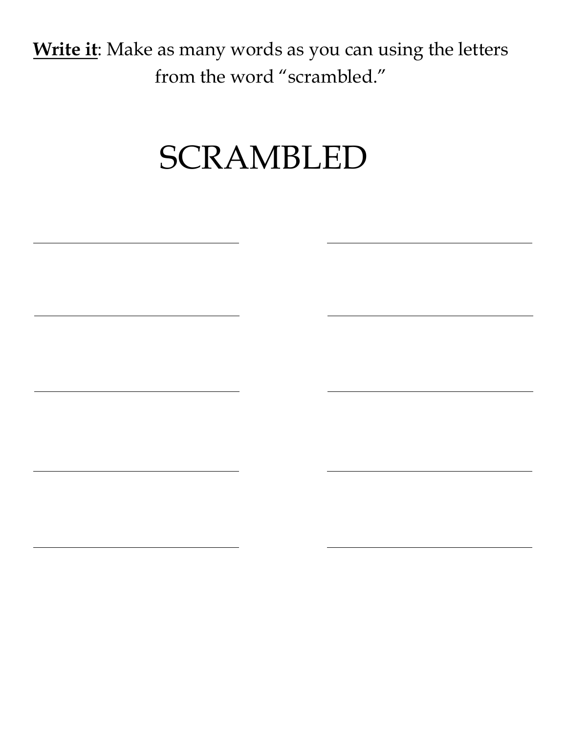**<u>Write it</u>**: Make as many words as you can using the letters from the word "scrambled."

# SCRAMBLED

| | |
|---|---|
| ______________________ | ______________________ |
| ______________________ | ______________________ |
| ______________________ | ______________________ |
| ______________________ | ______________________ |
| ______________________ | ______________________ |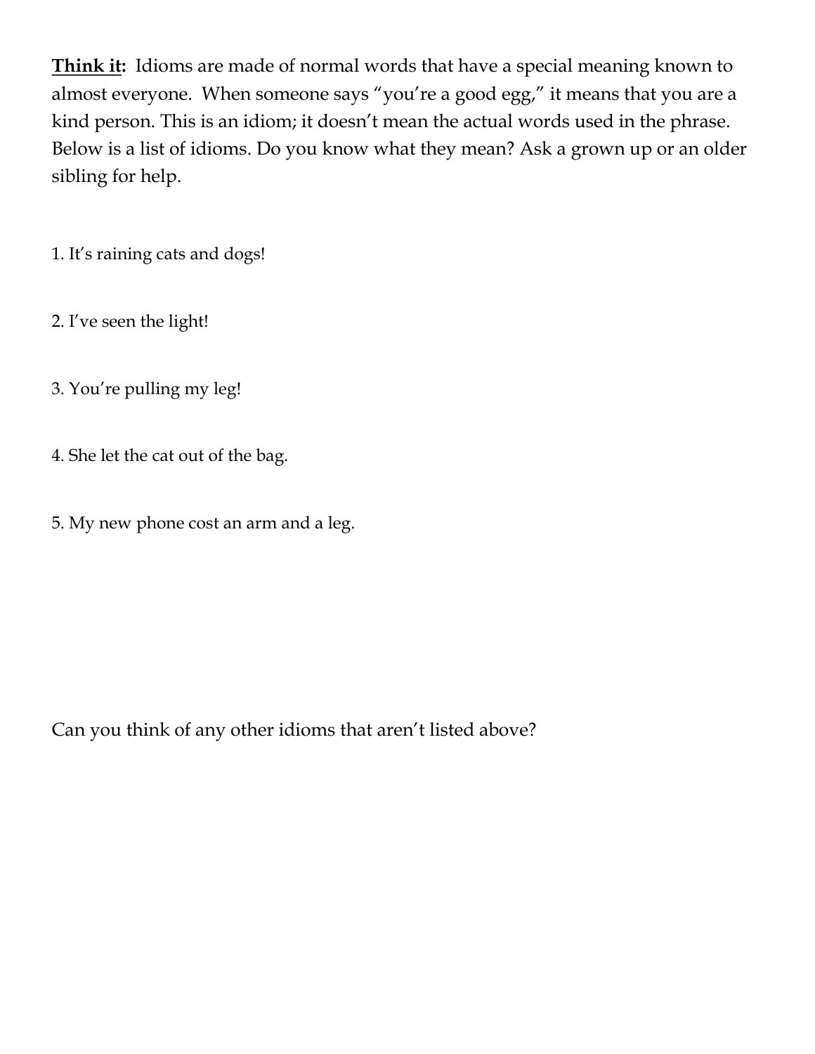<u>**Think it:**</u> Idioms are made of normal words that have a special meaning known to almost everyone. When someone says "you're a good egg," it means that you are a kind person. This is an idiom; it doesn't mean the actual words used in the phrase. Below is a list of idioms. Do you know what they mean? Ask a grown up or an older sibling for help.

1. It's raining cats and dogs!

2. I've seen the light!

3. You're pulling my leg!

4. She let the cat out of the bag.

5. My new phone cost an arm and a leg.

Can you think of any other idioms that aren't listed above?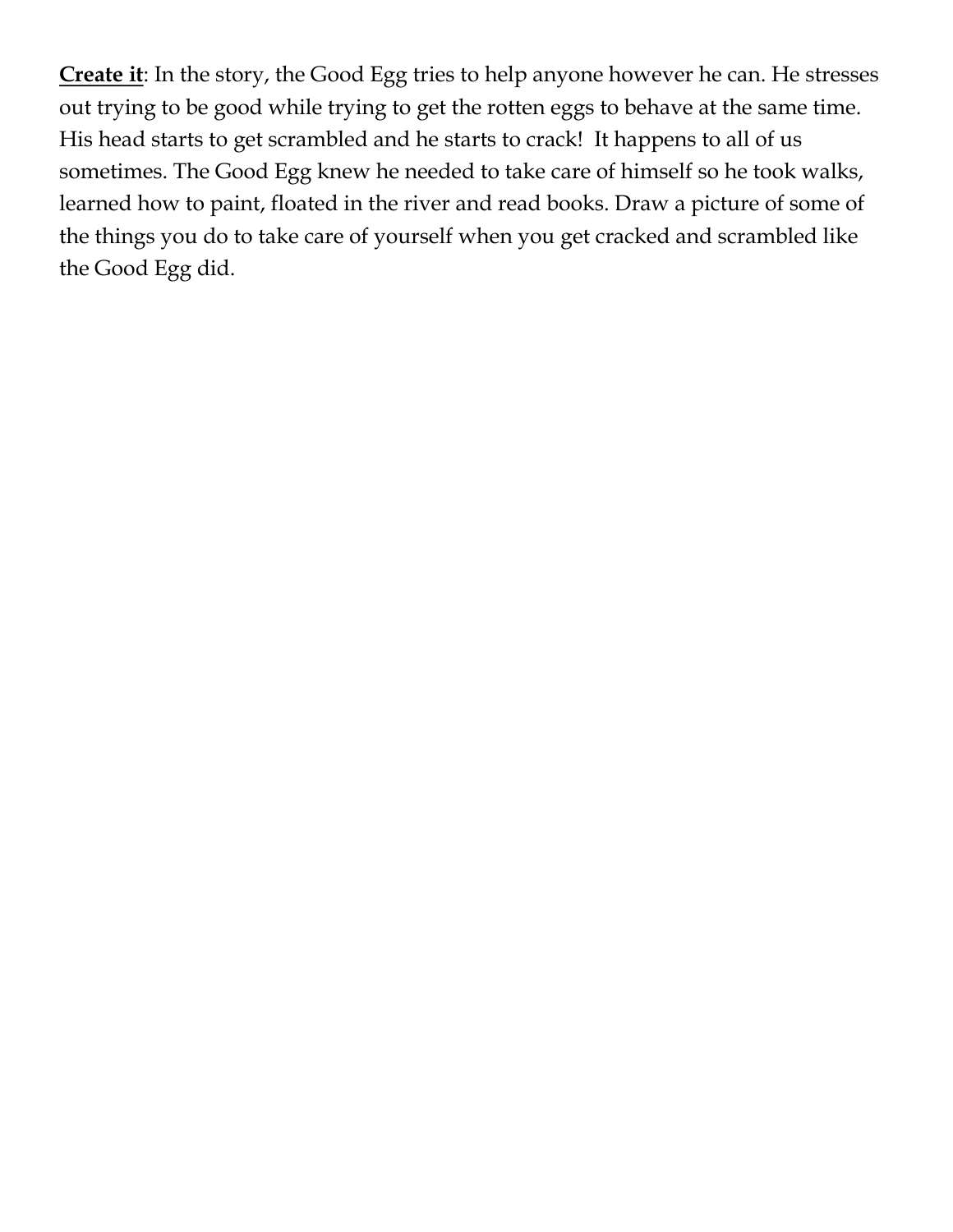<u>**Create it**</u>: In the story, the Good Egg tries to help anyone however he can. He stresses out trying to be good while trying to get the rotten eggs to behave at the same time. His head starts to get scrambled and he starts to crack! It happens to all of us sometimes. The Good Egg knew he needed to take care of himself so he took walks, learned how to paint, floated in the river and read books. Draw a picture of some of the things you do to take care of yourself when you get cracked and scrambled like the Good Egg did.